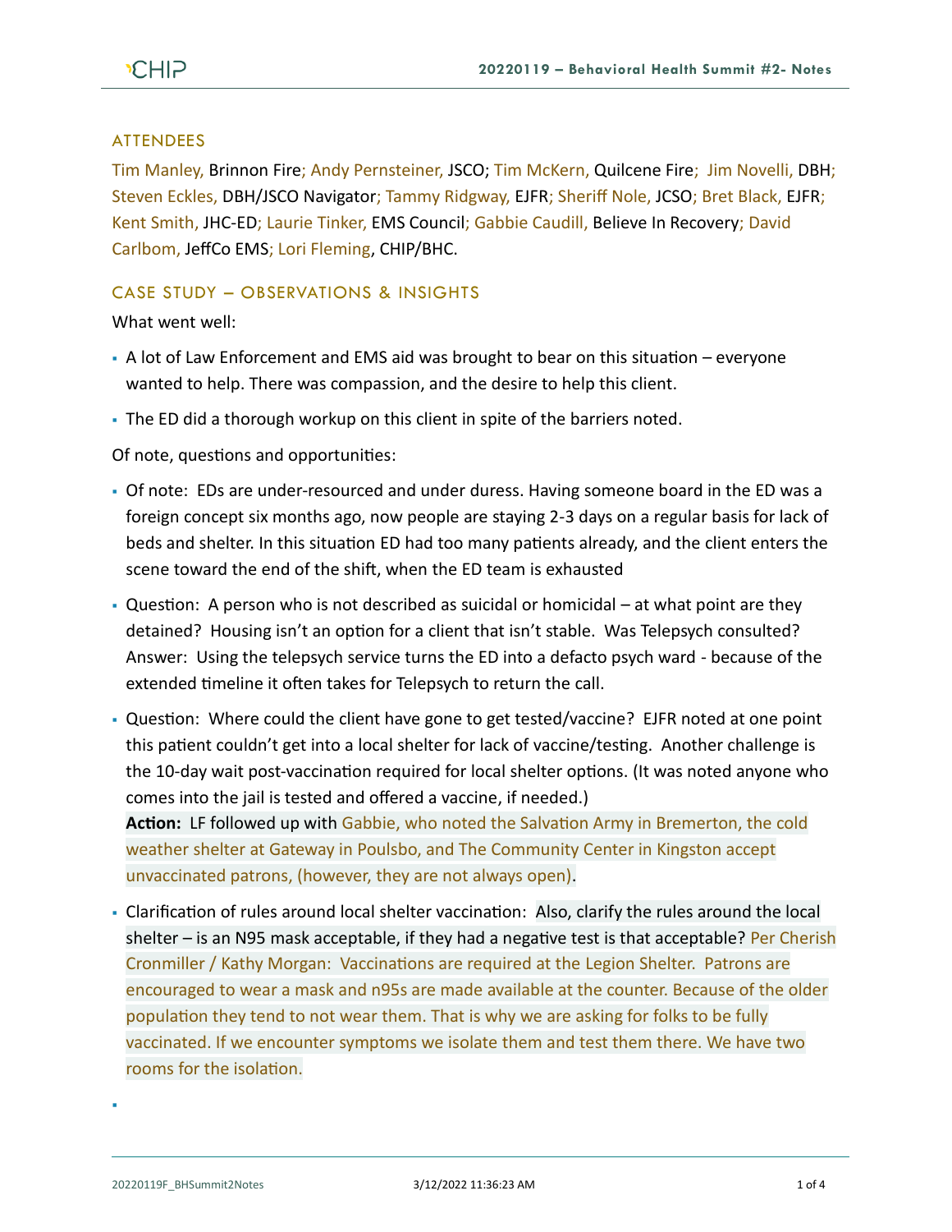## ATTENDEES

Tim Manley, Brinnon Fire; Andy Pernsteiner, JSCO; Tim McKern, Quilcene Fire; Jim Novelli, DBH; Steven Eckles, DBH/JSCO Navigator; Tammy Ridgway, EJFR; Sheriff Nole, JCSO; Bret Black, EJFR; Kent Smith, JHC-ED; Laurie Tinker, EMS Council; Gabbie Caudill, Believe In Recovery; David Carlbom, JeffCo EMS; Lori Fleming, CHIP/BHC.

## CASE STUDY – OBSERVATIONS & INSIGHTS

What went well:

- A lot of Law Enforcement and EMS aid was brought to bear on this situation – everyone wanted to help. There was compassion, and the desire to help this client.
- The ED did a thorough workup on this client in spite of the barriers noted.

Of note, questions and opportunities:

- Of note: EDs are under-resourced and under duress. Having someone board in the ED was a foreign concept six months ago, now people are staying 2-3 days on a regular basis for lack of beds and shelter. In this situation ED had too many patients already, and the client enters the scene toward the end of the shift, when the ED team is exhausted
- Question: A person who is not described as suicidal or homicidal – at what point are they detained? Housing isn't an option for a client that isn't stable. Was Telepsych consulted? Answer: Using the telepsych service turns the ED into a defacto psych ward - because of the extended timeline it often takes for Telepsych to return the call.
- Question: Where could the client have gone to get tested/vaccine? EJFR noted at one point this patient couldn't get into a local shelter for lack of vaccine/testing. Another challenge is the 10-day wait post-vaccination required for local shelter options. (It was noted anyone who comes into the jail is tested and offered a vaccine, if needed.)
  **Action:** LF followed up with Gabbie, who noted the Salvation Army in Bremerton, the cold weather shelter at Gateway in Poulsbo, and The Community Center in Kingston accept unvaccinated patrons, (however, they are not always open).
- Clarification of rules around local shelter vaccination: Also, clarify the rules around the local shelter – is an N95 mask acceptable, if they had a negative test is that acceptable? Per Cherish Cronmiller / Kathy Morgan: Vaccinations are required at the Legion Shelter. Patrons are encouraged to wear a mask and n95s are made available at the counter. Because of the older population they tend to not wear them. That is why we are asking for folks to be fully vaccinated. If we encounter symptoms we isolate them and test them there. We have two rooms for the isolation.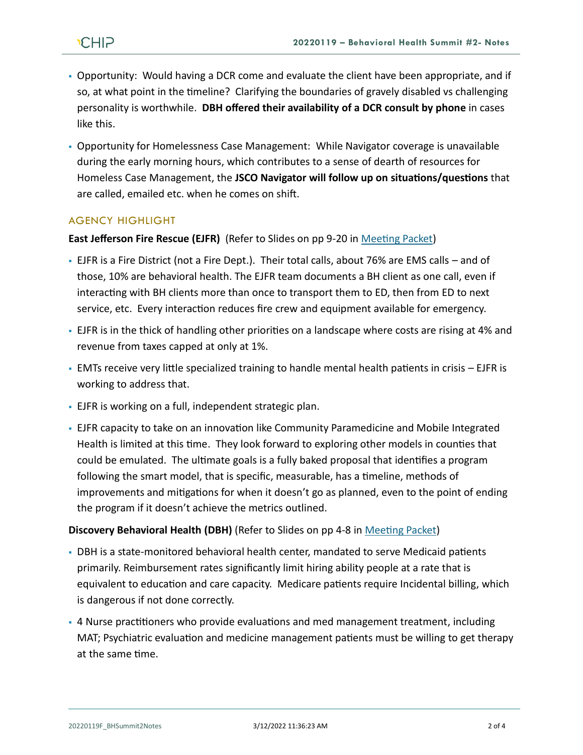- Opportunity: Would having a DCR come and evaluate the client have been appropriate, and if so, at what point in the timeline? Clarifying the boundaries of gravely disabled vs challenging personality is worthwhile. **DBH offered their availability of a DCR consult by phone** in cases like this.
- Opportunity for Homelessness Case Management: While Navigator coverage is unavailable during the early morning hours, which contributes to a sense of dearth of resources for Homeless Case Management, the **JSCO Navigator will follow up on situations/questions** that are called, emailed etc. when he comes on shift.

## AGENCY HIGHLIGHT

**East Jefferson Fire Rescue (EJFR)** (Refer to Slides on pp 9-20 in Meeting Packet)

- EJFR is a Fire District (not a Fire Dept.). Their total calls, about 76% are EMS calls – and of those, 10% are behavioral health. The EJFR team documents a BH client as one call, even if interacting with BH clients more than once to transport them to ED, then from ED to next service, etc. Every interaction reduces fire crew and equipment available for emergency.
- EJFR is in the thick of handling other priorities on a landscape where costs are rising at 4% and revenue from taxes capped at only at 1%.
- EMTs receive very little specialized training to handle mental health patients in crisis – EJFR is working to address that.
- EJFR is working on a full, independent strategic plan.
- EJFR capacity to take on an innovation like Community Paramedicine and Mobile Integrated Health is limited at this time. They look forward to exploring other models in counties that could be emulated. The ultimate goals is a fully baked proposal that identifies a program following the smart model, that is specific, measurable, has a timeline, methods of improvements and mitigations for when it doesn't go as planned, even to the point of ending the program if it doesn't achieve the metrics outlined.

**Discovery Behavioral Health (DBH)** (Refer to Slides on pp 4-8 in Meeting Packet)

- DBH is a state-monitored behavioral health center, mandated to serve Medicaid patients primarily. Reimbursement rates significantly limit hiring ability people at a rate that is equivalent to education and care capacity. Medicare patients require Incidental billing, which is dangerous if not done correctly.
- 4 Nurse practitioners who provide evaluations and med management treatment, including MAT; Psychiatric evaluation and medicine management patients must be willing to get therapy at the same time.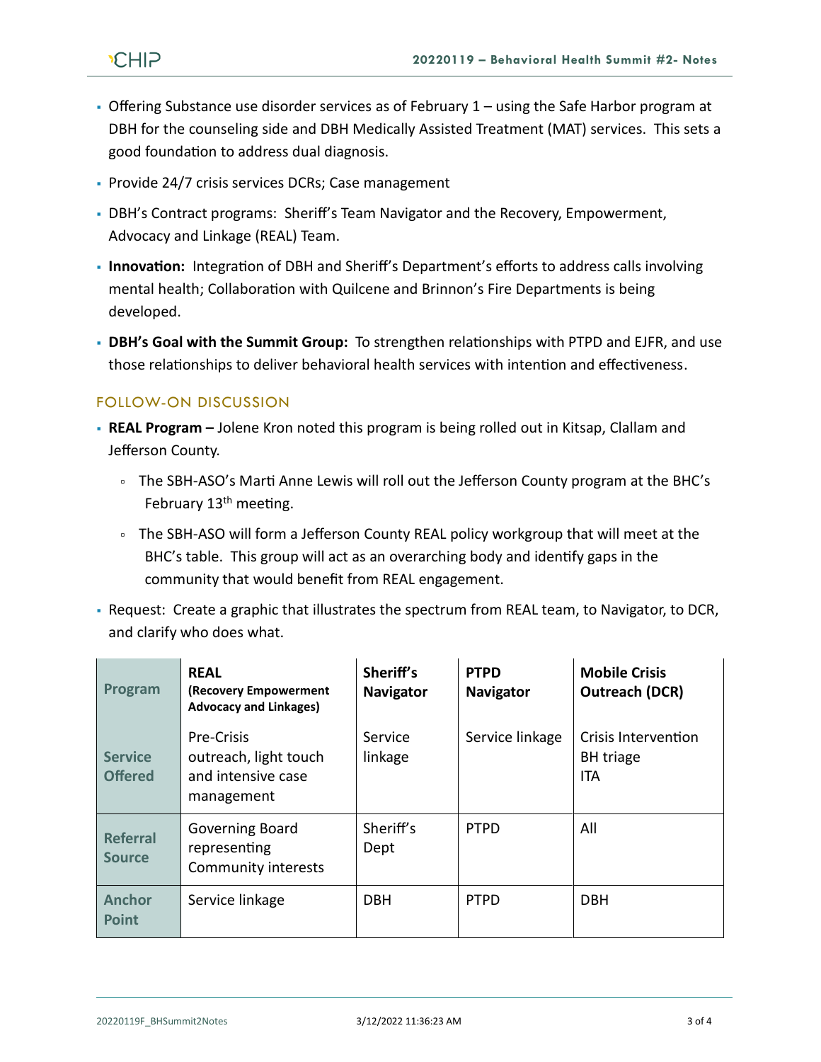- Offering Substance use disorder services as of February 1 – using the Safe Harbor program at DBH for the counseling side and DBH Medically Assisted Treatment (MAT) services. This sets a good foundation to address dual diagnosis.
- Provide 24/7 crisis services DCRs; Case management
- DBH's Contract programs: Sheriff's Team Navigator and the Recovery, Empowerment, Advocacy and Linkage (REAL) Team.
- **Innovation:** Integration of DBH and Sheriff's Department's efforts to address calls involving mental health; Collaboration with Quilcene and Brinnon's Fire Departments is being developed.
- **DBH's Goal with the Summit Group:** To strengthen relationships with PTPD and EJFR, and use those relationships to deliver behavioral health services with intention and effectiveness.

## FOLLOW-ON DISCUSSION

- **REAL Program –** Jolene Kron noted this program is being rolled out in Kitsap, Clallam and Jefferson County.
  - The SBH-ASO's Marti Anne Lewis will roll out the Jefferson County program at the BHC's February 13th meeting.
  - The SBH-ASO will form a Jefferson County REAL policy workgroup that will meet at the BHC's table. This group will act as an overarching body and identify gaps in the community that would benefit from REAL engagement.
- Request: Create a graphic that illustrates the spectrum from REAL team, to Navigator, to DCR, and clarify who does what.

| Program | REAL (Recovery Empowerment Advocacy and Linkages) | Sheriff's Navigator | PTPD Navigator | Mobile Crisis Outreach (DCR) |
|---|---|---|---|---|
| Service Offered | Pre-Crisis outreach, light touch and intensive case management | Service linkage | Service linkage | Crisis Intervention<br>BH triage<br>ITA |
| Referral Source | Governing Board representing Community interests | Sheriff's Dept | PTPD | All |
| Anchor Point | Service linkage | DBH | PTPD | DBH |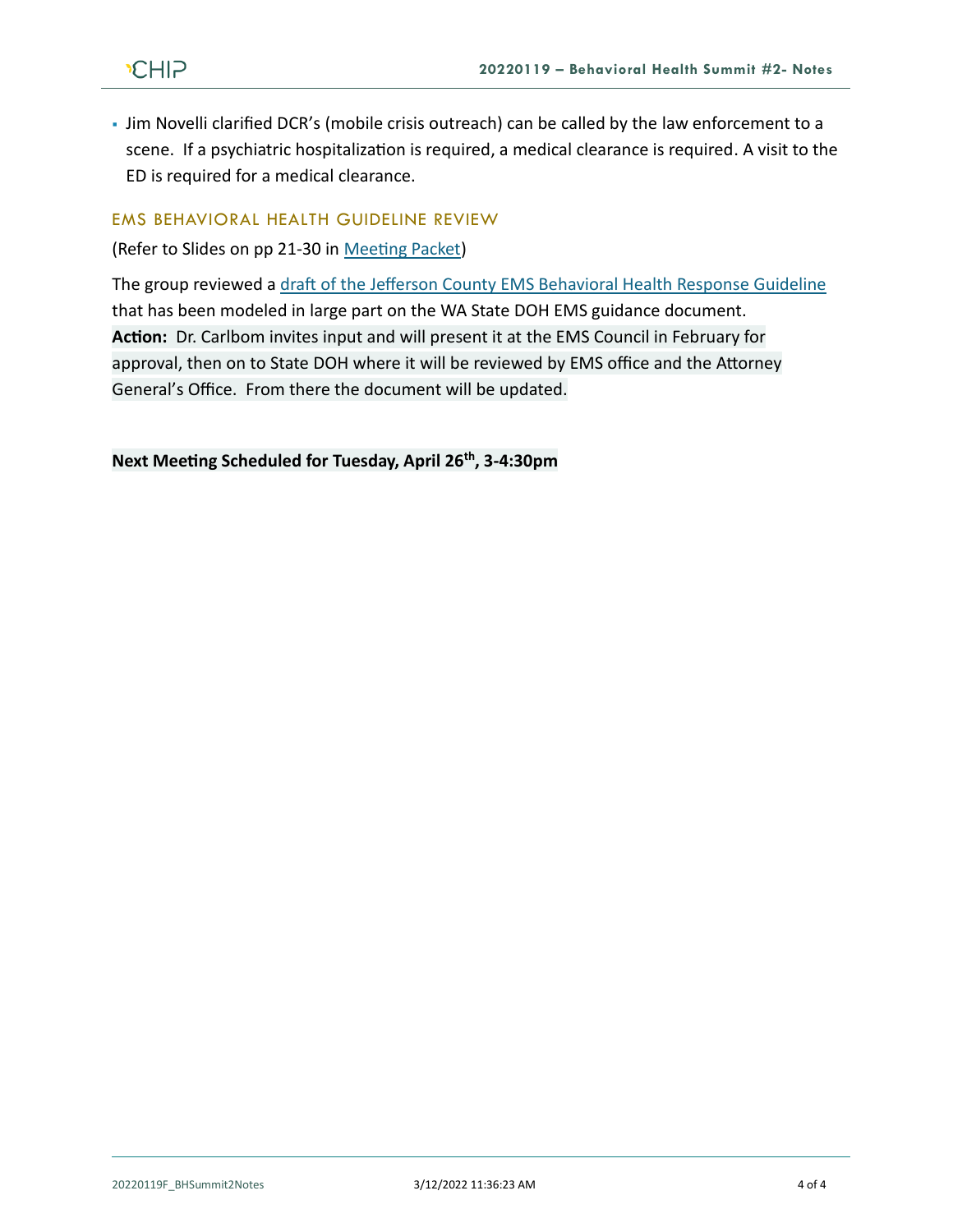- Jim Novelli clarified DCR's (mobile crisis outreach) can be called by the law enforcement to a scene. If a psychiatric hospitalization is required, a medical clearance is required. A visit to the ED is required for a medical clearance.

## EMS BEHAVIORAL HEALTH GUIDELINE REVIEW

(Refer to Slides on pp 21-30 in Meeting Packet)

The group reviewed a draft of the Jefferson County EMS Behavioral Health Response Guideline that has been modeled in large part on the WA State DOH EMS guidance document.
**Action:** Dr. Carlbom invites input and will present it at the EMS Council in February for approval, then on to State DOH where it will be reviewed by EMS office and the Attorney General's Office. From there the document will be updated.

**Next Meeting Scheduled for Tuesday, April 26th, 3-4:30pm**